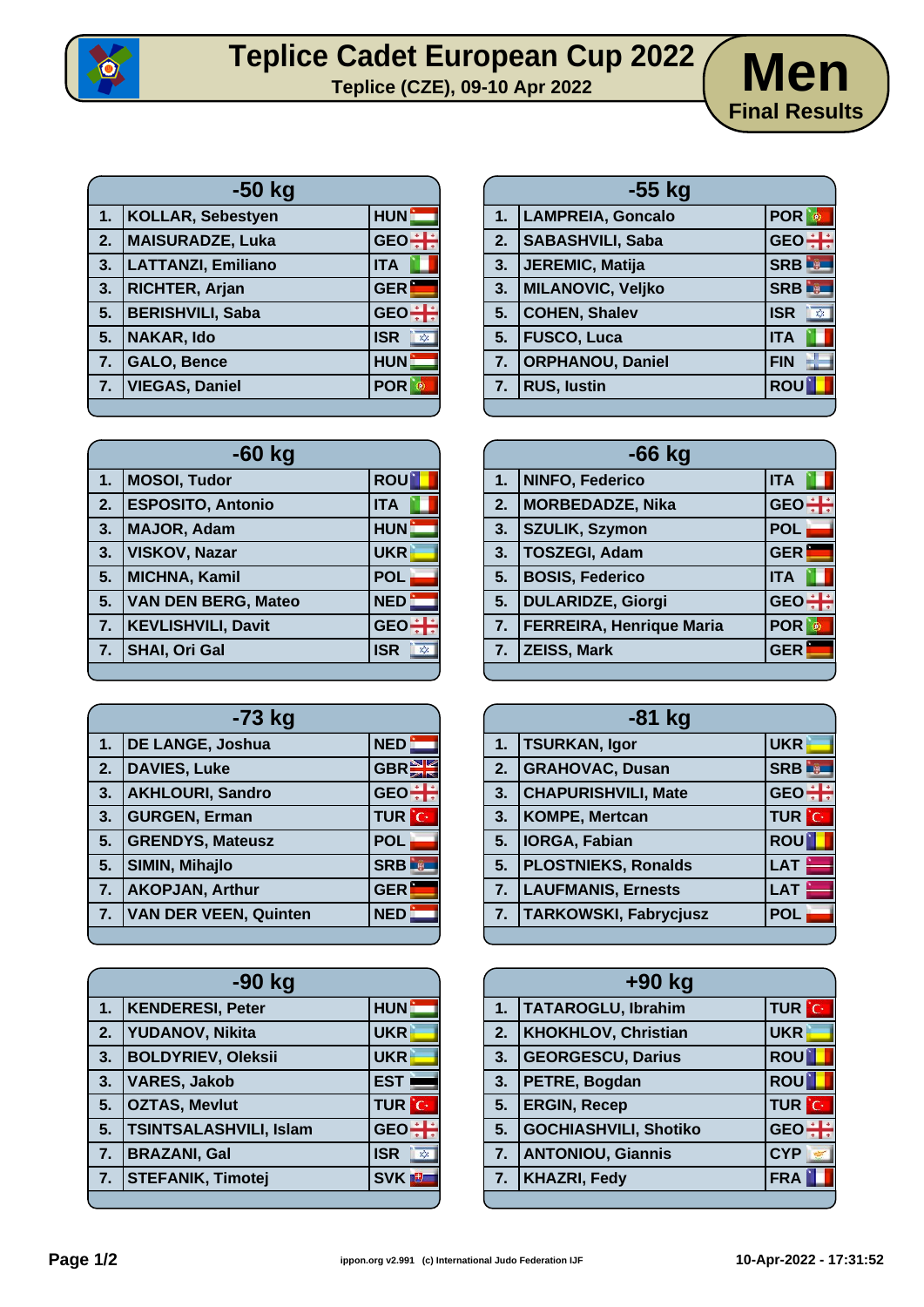# Teplice Cadet European Cup 2022

**Teplice (CZE), 09-10 Apr 2022**

# Men

**Final Results**

## -50 kg

| | | |
|---|---|---|
| 1. | KOLLAR, Sebestyen | HUN |
| 2. | MAISURADZE, Luka | GEO |
| 3. | LATTANZI, Emiliano | ITA |
| 3. | RICHTER, Arjan | GER |
| 5. | BERISHVILI, Saba | GEO |
| 5. | NAKAR, Ido | ISR |
| 7. | GALO, Bence | HUN |
| 7. | VIEGAS, Daniel | POR |

## -55 kg

| | | |
|---|---|---|
| 1. | LAMPREIA, Goncalo | POR |
| 2. | SABASHVILI, Saba | GEO |
| 3. | JEREMIC, Matija | SRB |
| 3. | MILANOVIC, Veljko | SRB |
| 5. | COHEN, Shalev | ISR |
| 5. | FUSCO, Luca | ITA |
| 7. | ORPHANOU, Daniel | FIN |
| 7. | RUS, Iustin | ROU |

## -60 kg

| | | |
|---|---|---|
| 1. | MOSOI, Tudor | ROU |
| 2. | ESPOSITO, Antonio | ITA |
| 3. | MAJOR, Adam | HUN |
| 3. | VISKOV, Nazar | UKR |
| 5. | MICHNA, Kamil | POL |
| 5. | VAN DEN BERG, Mateo | NED |
| 7. | KEVLISHVILI, Davit | GEO |
| 7. | SHAI, Ori Gal | ISR |

## -66 kg

| | | |
|---|---|---|
| 1. | NINFO, Federico | ITA |
| 2. | MORBEDADZE, Nika | GEO |
| 3. | SZULIK, Szymon | POL |
| 3. | TOSZEGI, Adam | GER |
| 5. | BOSIS, Federico | ITA |
| 5. | DULARIDZE, Giorgi | GEO |
| 7. | FERREIRA, Henrique Maria | POR |
| 7. | ZEISS, Mark | GER |

## -73 kg

| | | |
|---|---|---|
| 1. | DE LANGE, Joshua | NED |
| 2. | DAVIES, Luke | GBR |
| 3. | AKHLOURI, Sandro | GEO |
| 3. | GURGEN, Erman | TUR |
| 5. | GRENDYS, Mateusz | POL |
| 5. | SIMIN, Mihajlo | SRB |
| 7. | AKOPJAN, Arthur | GER |
| 7. | VAN DER VEEN, Quinten | NED |

## -81 kg

| | | |
|---|---|---|
| 1. | TSURKAN, Igor | UKR |
| 2. | GRAHOVAC, Dusan | SRB |
| 3. | CHAPURISHVILI, Mate | GEO |
| 3. | KOMPE, Mertcan | TUR |
| 5. | IORGA, Fabian | ROU |
| 5. | PLOSTNIEKS, Ronalds | LAT |
| 7. | LAUFMANIS, Ernests | LAT |
| 7. | TARKOWSKI, Fabrycjusz | POL |

## -90 kg

| | | |
|---|---|---|
| 1. | KENDERESI, Peter | HUN |
| 2. | YUDANOV, Nikita | UKR |
| 3. | BOLDYRIEV, Oleksii | UKR |
| 3. | VARES, Jakob | EST |
| 5. | OZTAS, Mevlut | TUR |
| 5. | TSINTSALASHVILI, Islam | GEO |
| 7. | BRAZANI, Gal | ISR |
| 7. | STEFANIK, Timotej | SVK |

## +90 kg

| | | |
|---|---|---|
| 1. | TATAROGLU, Ibrahim | TUR |
| 2. | KHOKHLOV, Christian | UKR |
| 3. | GEORGESCU, Darius | ROU |
| 3. | PETRE, Bogdan | ROU |
| 5. | ERGIN, Recep | TUR |
| 5. | GOCHIASHVILI, Shotiko | GEO |
| 7. | ANTONIOU, Giannis | CYP |
| 7. | KHAZRI, Fedy | FRA |

ippon.org v2.991 (c) International Judo Federation IJF

10-Apr-2022 - 17:31:52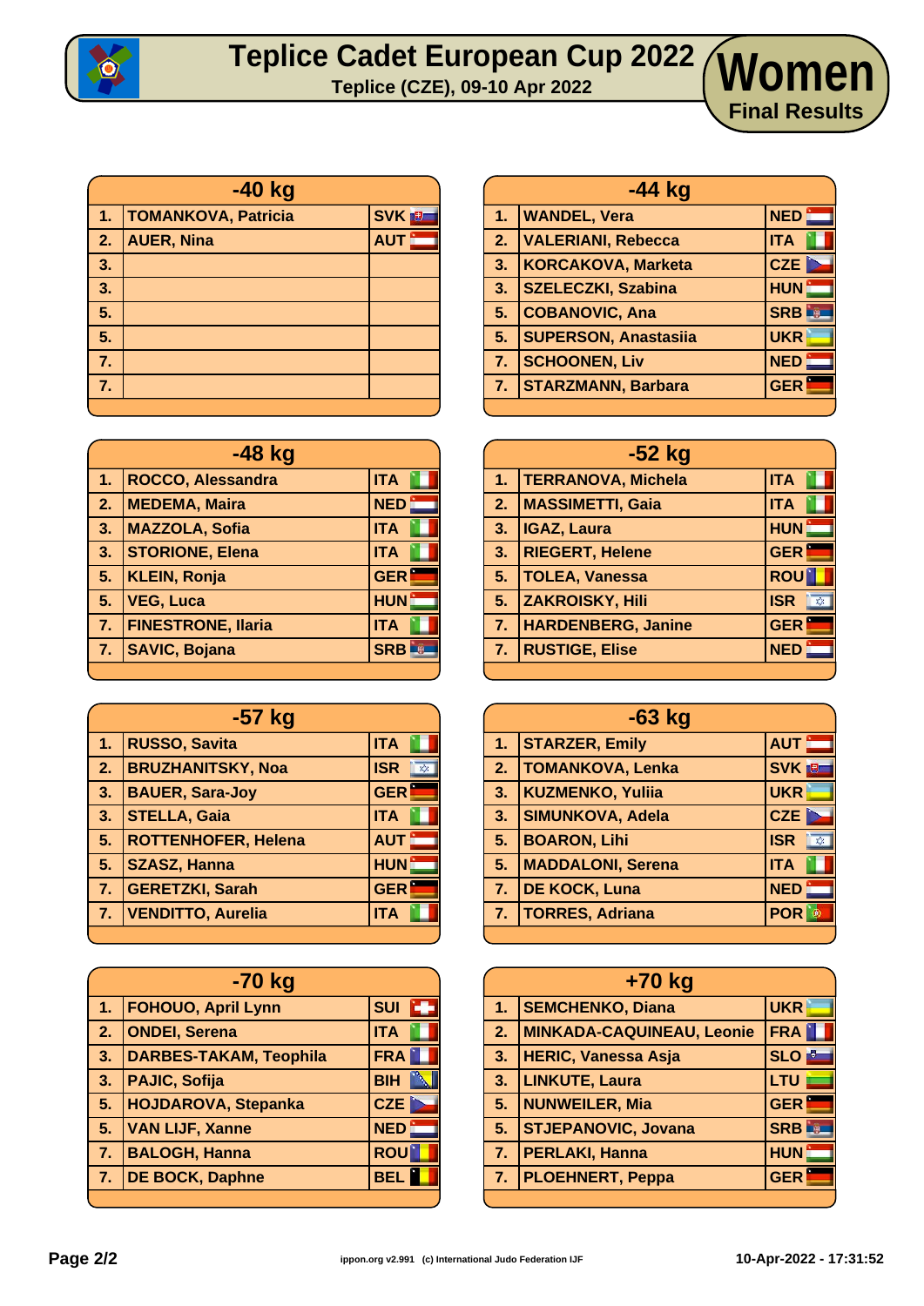# Teplice Cadet European Cup 2022

**Teplice (CZE), 09-10 Apr 2022**

## Women

**Final Results**

### -40 kg

| | | |
|---|---|---|
| 1. | TOMANKOVA, Patricia | SVK |
| 2. | AUER, Nina | AUT |
| 3. | | |
| 3. | | |
| 5. | | |
| 5. | | |
| 7. | | |
| 7. | | |

### -44 kg

| | | |
|---|---|---|
| 1. | WANDEL, Vera | NED |
| 2. | VALERIANI, Rebecca | ITA |
| 3. | KORCAKOVA, Marketa | CZE |
| 3. | SZELECZKI, Szabina | HUN |
| 5. | COBANOVIC, Ana | SRB |
| 5. | SUPERSON, Anastasiia | UKR |
| 7. | SCHOONEN, Liv | NED |
| 7. | STARZMANN, Barbara | GER |

### -48 kg

| | | |
|---|---|---|
| 1. | ROCCO, Alessandra | ITA |
| 2. | MEDEMA, Maira | NED |
| 3. | MAZZOLA, Sofia | ITA |
| 3. | STORIONE, Elena | ITA |
| 5. | KLEIN, Ronja | GER |
| 5. | VEG, Luca | HUN |
| 7. | FINESTRONE, Ilaria | ITA |
| 7. | SAVIC, Bojana | SRB |

### -52 kg

| | | |
|---|---|---|
| 1. | TERRANOVA, Michela | ITA |
| 2. | MASSIMETTI, Gaia | ITA |
| 3. | IGAZ, Laura | HUN |
| 3. | RIEGERT, Helene | GER |
| 5. | TOLEA, Vanessa | ROU |
| 5. | ZAKROISKY, Hili | ISR |
| 7. | HARDENBERG, Janine | GER |
| 7. | RUSTIGE, Elise | NED |

### -57 kg

| | | |
|---|---|---|
| 1. | RUSSO, Savita | ITA |
| 2. | BRUZHANITSKY, Noa | ISR |
| 3. | BAUER, Sara-Joy | GER |
| 3. | STELLA, Gaia | ITA |
| 5. | ROTTENHOFER, Helena | AUT |
| 5. | SZASZ, Hanna | HUN |
| 7. | GERETZKI, Sarah | GER |
| 7. | VENDITTO, Aurelia | ITA |

### -63 kg

| | | |
|---|---|---|
| 1. | STARZER, Emily | AUT |
| 2. | TOMANKOVA, Lenka | SVK |
| 3. | KUZMENKO, Yuliia | UKR |
| 3. | SIMUNKOVA, Adela | CZE |
| 5. | BOARON, Lihi | ISR |
| 5. | MADDALONI, Serena | ITA |
| 7. | DE KOCK, Luna | NED |
| 7. | TORRES, Adriana | POR |

### -70 kg

| | | |
|---|---|---|
| 1. | FOHOUO, April Lynn | SUI |
| 2. | ONDEI, Serena | ITA |
| 3. | DARBES-TAKAM, Teophila | FRA |
| 3. | PAJIC, Sofija | BIH |
| 5. | HOJDAROVA, Stepanka | CZE |
| 5. | VAN LIJF, Xanne | NED |
| 7. | BALOGH, Hanna | ROU |
| 7. | DE BOCK, Daphne | BEL |

### +70 kg

| | | |
|---|---|---|
| 1. | SEMCHENKO, Diana | UKR |
| 2. | MINKADA-CAQUINEAU, Leonie | FRA |
| 3. | HERIC, Vanessa Asja | SLO |
| 3. | LINKUTE, Laura | LTU |
| 5. | NUNWEILER, Mia | GER |
| 5. | STJEPANOVIC, Jovana | SRB |
| 7. | PERLAKI, Hanna | HUN |
| 7. | PLOEHNERT, Peppa | GER |

ippon.org v2.991 (c) International Judo Federation IJF

10-Apr-2022 - 17:31:52